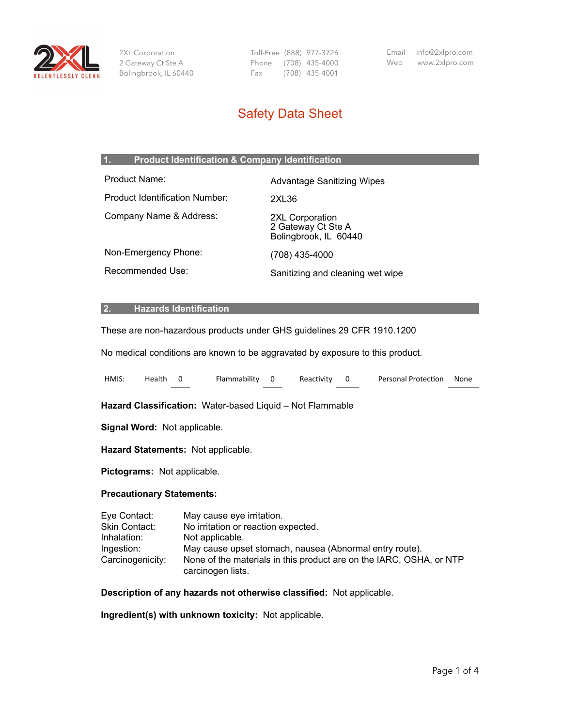2XL Corporation
2 Gateway Ct Ste A
Bolingbrook, IL 60440

Toll-Free (888) 977-3726
Phone (708) 435-4000
Fax (708) 435-4001

Email info@2xlpro.com
Web www.2xlpro.com

# Safety Data Sheet

## 1. Product Identification & Company Identification

| | |
|---|---|
| Product Name: | Advantage Sanitizing Wipes |
| Product Identification Number: | 2XL36 |
| Company Name & Address: | 2XL Corporation<br>2 Gateway Ct Ste A<br>Bolingbrook, IL 60440 |
| Non-Emergency Phone: | (708) 435-4000 |
| Recommended Use: | Sanitizing and cleaning wet wipe |

## 2. Hazards Identification

These are non-hazardous products under GHS guidelines 29 CFR 1910.1200

No medical conditions are known to be aggravated by exposure to this product.

| HMIS: | Health | 0 | Flammability | 0 | Reactivity | 0 | Personal Protection | None |
|---|---|---|---|---|---|---|---|---|

**Hazard Classification:** Water-based Liquid – Not Flammable

**Signal Word:** Not applicable.

**Hazard Statements:** Not applicable.

**Pictograms:** Not applicable.

**Precautionary Statements:**

| | |
|---|---|
| Eye Contact: | May cause eye irritation. |
| Skin Contact: | No irritation or reaction expected. |
| Inhalation: | Not applicable. |
| Ingestion: | May cause upset stomach, nausea (Abnormal entry route). |
| Carcinogenicity: | None of the materials in this product are on the IARC, OSHA, or NTP carcinogen lists. |

**Description of any hazards not otherwise classified:** Not applicable.

**Ingredient(s) with unknown toxicity:** Not applicable.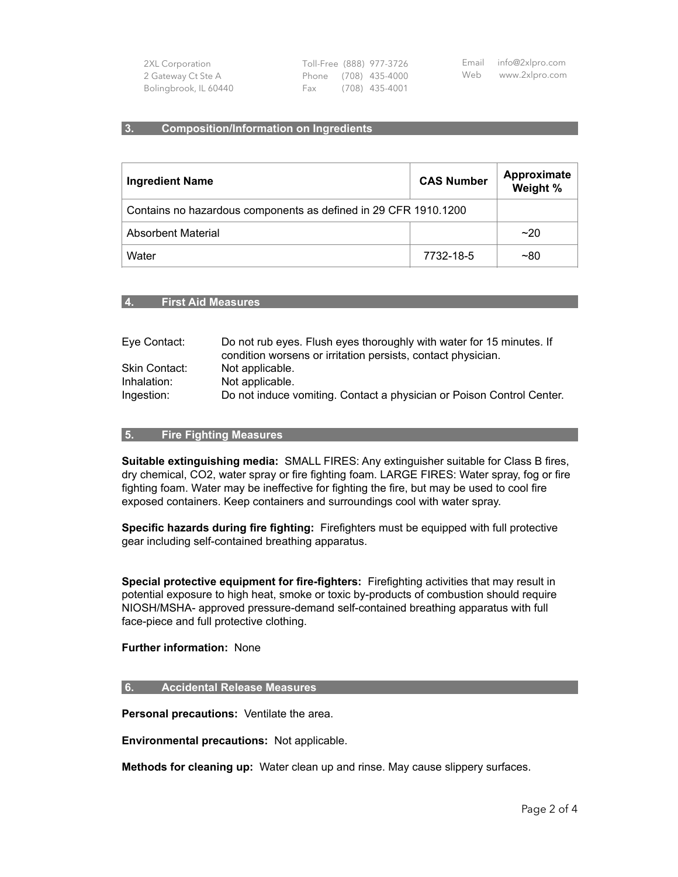## 3. Composition/Information on Ingredients

| Ingredient Name | CAS Number | Approximate Weight % |
|---|---|---|
| Contains no hazardous components as defined in 29 CFR 1910.1200 | | |
| Absorbent Material | | ~20 |
| Water | 7732-18-5 | ~80 |

## 4. First Aid Measures

Eye Contact: Do not rub eyes. Flush eyes thoroughly with water for 15 minutes. If condition worsens or irritation persists, contact physician.

Skin Contact: Not applicable.

Inhalation: Not applicable.

Ingestion: Do not induce vomiting. Contact a physician or Poison Control Center.

## 5. Fire Fighting Measures

**Suitable extinguishing media:** SMALL FIRES: Any extinguisher suitable for Class B fires, dry chemical, $CO_2$, water spray or fire fighting foam. LARGE FIRES: Water spray, fog or fire fighting foam. Water may be ineffective for fighting the fire, but may be used to cool fire exposed containers. Keep containers and surroundings cool with water spray.

**Specific hazards during fire fighting:** Firefighters must be equipped with full protective gear including self-contained breathing apparatus.

**Special protective equipment for fire-fighters:** Firefighting activities that may result in potential exposure to high heat, smoke or toxic by-products of combustion should require NIOSH/MSHA- approved pressure-demand self-contained breathing apparatus with full face-piece and full protective clothing.

**Further information:** None

## 6. Accidental Release Measures

**Personal precautions:** Ventilate the area.

**Environmental precautions:** Not applicable.

**Methods for cleaning up:** Water clean up and rinse. May cause slippery surfaces.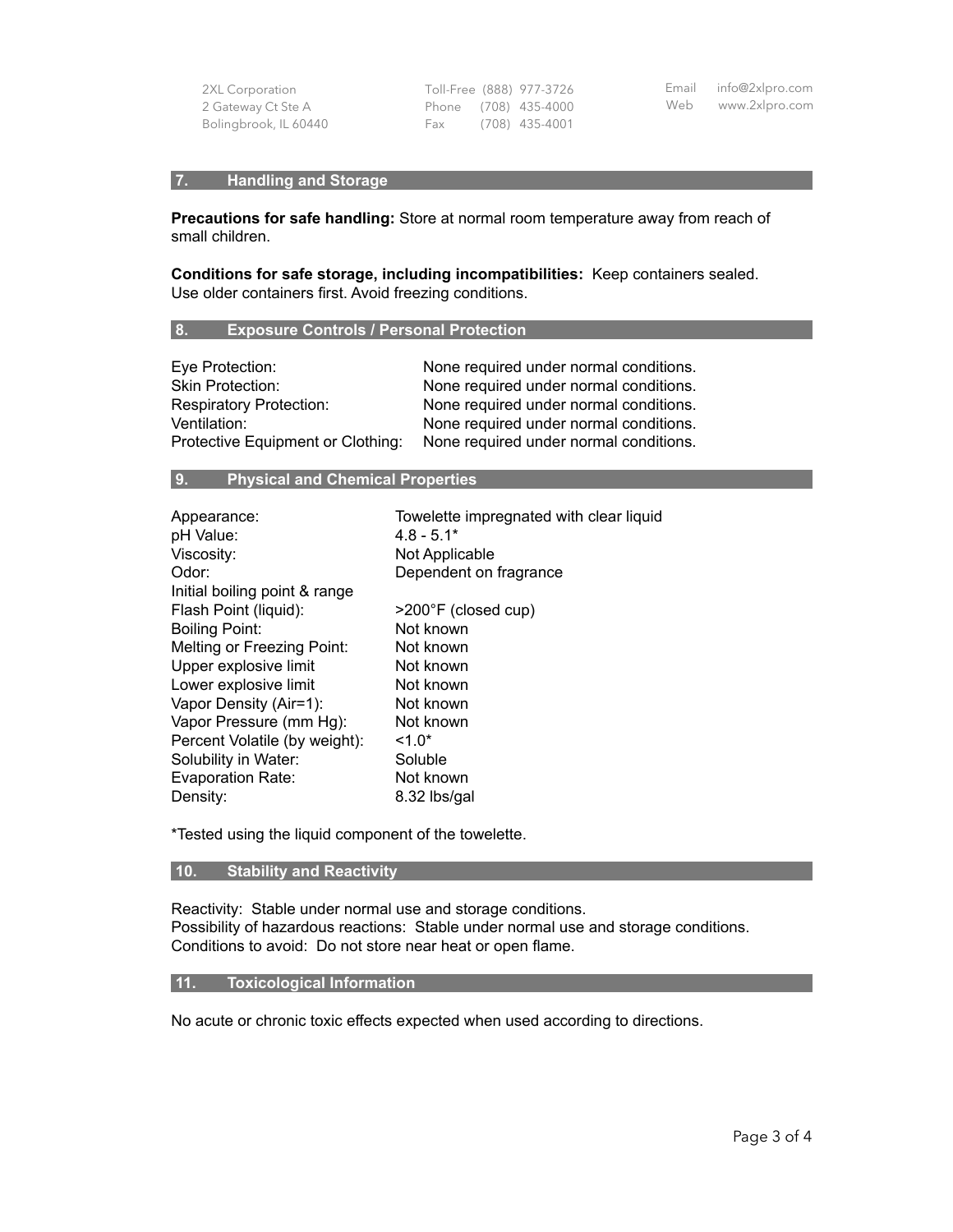## 7. Handling and Storage

**Precautions for safe handling:** Store at normal room temperature away from reach of small children.

**Conditions for safe storage, including incompatibilities:** Keep containers sealed. Use older containers first. Avoid freezing conditions.

## 8. Exposure Controls / Personal Protection

| | |
|---|---|
| Eye Protection: | None required under normal conditions. |
| Skin Protection: | None required under normal conditions. |
| Respiratory Protection: | None required under normal conditions. |
| Ventilation: | None required under normal conditions. |
| Protective Equipment or Clothing: | None required under normal conditions. |

## 9. Physical and Chemical Properties

| | |
|---|---|
| Appearance: | Towelette impregnated with clear liquid |
| pH Value: | 4.8 - 5.1* |
| Viscosity: | Not Applicable |
| Odor: | Dependent on fragrance |
| Initial boiling point & range | |
| Flash Point (liquid): | >200°F (closed cup) |
| Boiling Point: | Not known |
| Melting or Freezing Point: | Not known |
| Upper explosive limit | Not known |
| Lower explosive limit | Not known |
| Vapor Density (Air=1): | Not known |
| Vapor Pressure (mm Hg): | Not known |
| Percent Volatile (by weight): | <1.0* |
| Solubility in Water: | Soluble |
| Evaporation Rate: | Not known |
| Density: | 8.32 lbs/gal |

*Tested using the liquid component of the towelette.

## 10. Stability and Reactivity

Reactivity: Stable under normal use and storage conditions.
Possibility of hazardous reactions: Stable under normal use and storage conditions.
Conditions to avoid: Do not store near heat or open flame.

## 11. Toxicological Information

No acute or chronic toxic effects expected when used according to directions.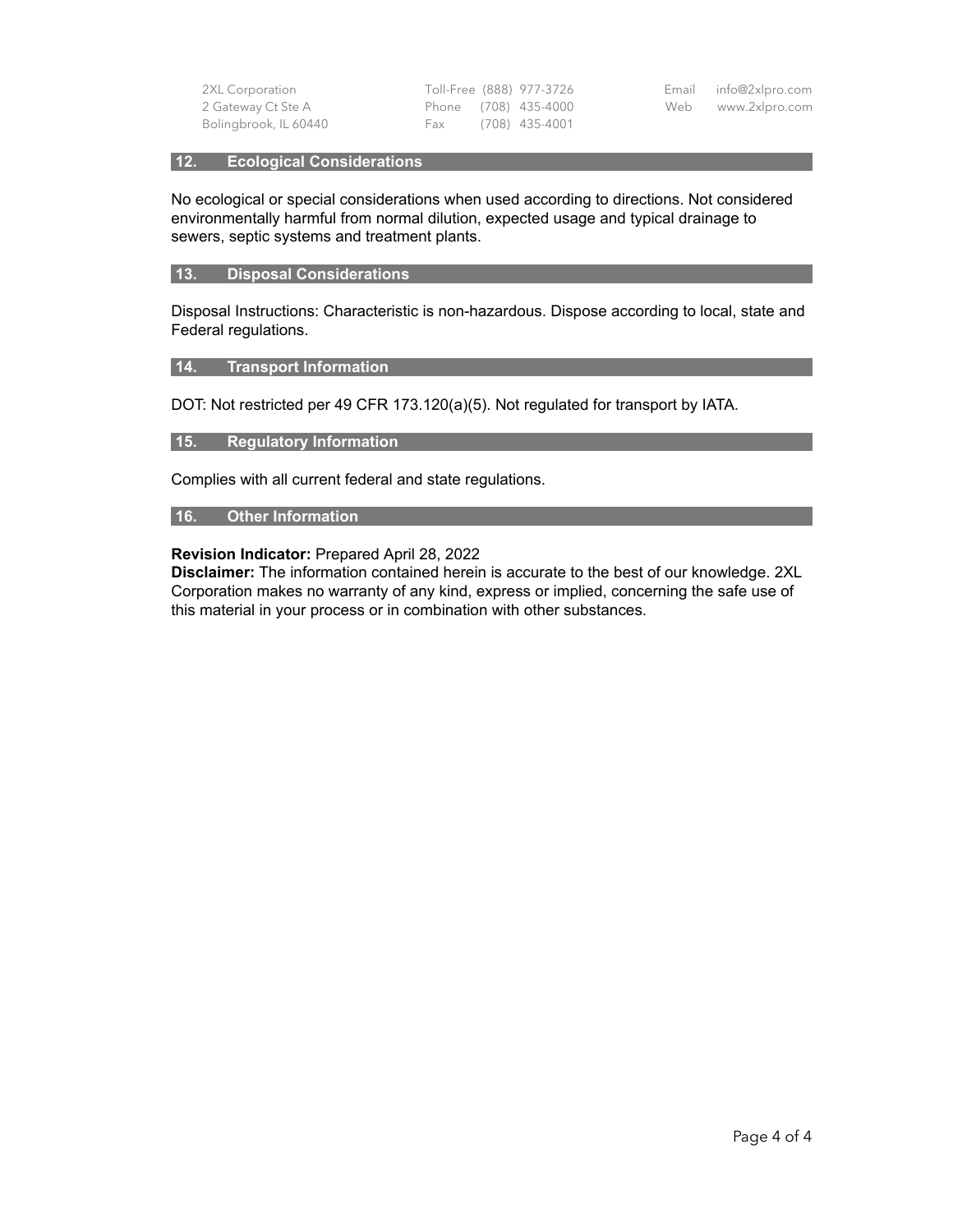## 12. Ecological Considerations

No ecological or special considerations when used according to directions. Not considered environmentally harmful from normal dilution, expected usage and typical drainage to sewers, septic systems and treatment plants.

## 13. Disposal Considerations

Disposal Instructions: Characteristic is non-hazardous. Dispose according to local, state and Federal regulations.

## 14. Transport Information

DOT: Not restricted per 49 CFR 173.120(a)(5). Not regulated for transport by IATA.

## 15. Regulatory Information

Complies with all current federal and state regulations.

## 16. Other Information

**Revision Indicator:** Prepared April 28, 2022

**Disclaimer:** The information contained herein is accurate to the best of our knowledge. 2XL Corporation makes no warranty of any kind, express or implied, concerning the safe use of this material in your process or in combination with other substances.